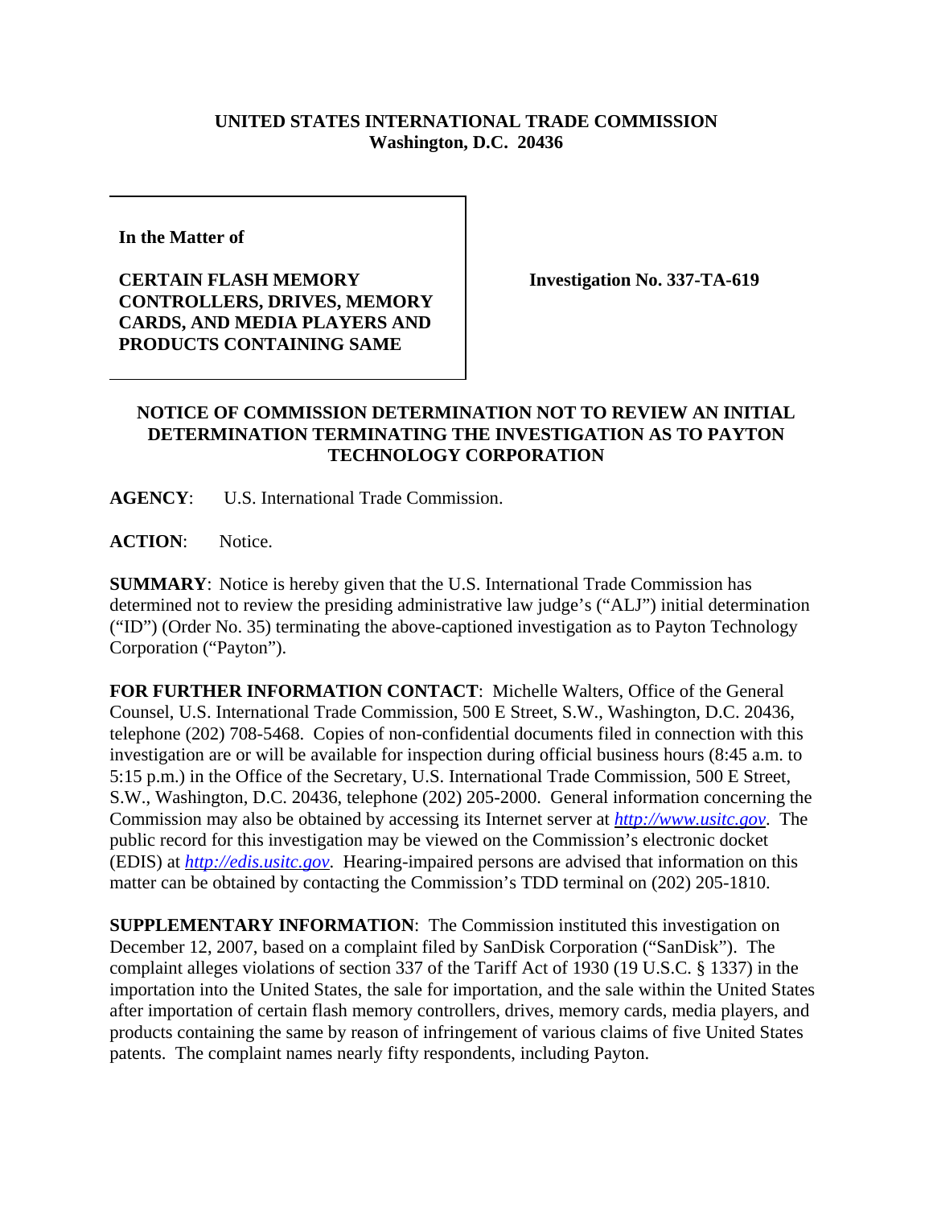**UNITED STATES INTERNATIONAL TRADE COMMISSION**
**Washington, D.C. 20436**

**In the Matter of**

**CERTAIN FLASH MEMORY CONTROLLERS, DRIVES, MEMORY CARDS, AND MEDIA PLAYERS AND PRODUCTS CONTAINING SAME**

**Investigation No. 337-TA-619**

**NOTICE OF COMMISSION DETERMINATION NOT TO REVIEW AN INITIAL DETERMINATION TERMINATING THE INVESTIGATION AS TO PAYTON TECHNOLOGY CORPORATION**

**AGENCY**: U.S. International Trade Commission.

**ACTION**: Notice.

**SUMMARY**: Notice is hereby given that the U.S. International Trade Commission has determined not to review the presiding administrative law judge's ("ALJ") initial determination ("ID") (Order No. 35) terminating the above-captioned investigation as to Payton Technology Corporation ("Payton").

**FOR FURTHER INFORMATION CONTACT**: Michelle Walters, Office of the General Counsel, U.S. International Trade Commission, 500 E Street, S.W., Washington, D.C. 20436, telephone (202) 708-5468. Copies of non-confidential documents filed in connection with this investigation are or will be available for inspection during official business hours (8:45 a.m. to 5:15 p.m.) in the Office of the Secretary, U.S. International Trade Commission, 500 E Street, S.W., Washington, D.C. 20436, telephone (202) 205-2000. General information concerning the Commission may also be obtained by accessing its Internet server at *http://www.usitc.gov*. The public record for this investigation may be viewed on the Commission's electronic docket (EDIS) at *http://edis.usitc.gov*. Hearing-impaired persons are advised that information on this matter can be obtained by contacting the Commission's TDD terminal on (202) 205-1810.

**SUPPLEMENTARY INFORMATION**: The Commission instituted this investigation on December 12, 2007, based on a complaint filed by SanDisk Corporation ("SanDisk"). The complaint alleges violations of section 337 of the Tariff Act of 1930 (19 U.S.C. § 1337) in the importation into the United States, the sale for importation, and the sale within the United States after importation of certain flash memory controllers, drives, memory cards, media players, and products containing the same by reason of infringement of various claims of five United States patents. The complaint names nearly fifty respondents, including Payton.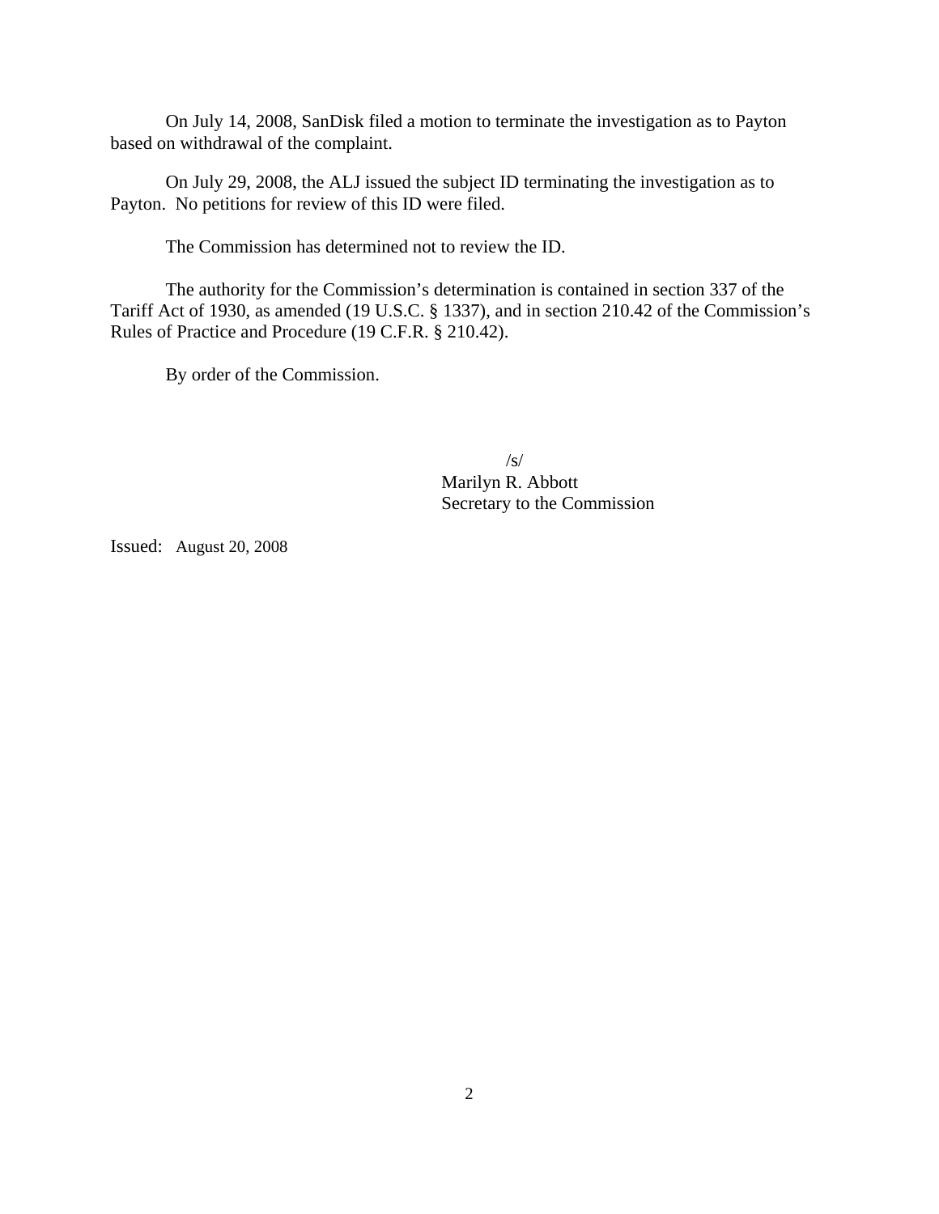On July 14, 2008, SanDisk filed a motion to terminate the investigation as to Payton based on withdrawal of the complaint.

On July 29, 2008, the ALJ issued the subject ID terminating the investigation as to Payton. No petitions for review of this ID were filed.

The Commission has determined not to review the ID.

The authority for the Commission's determination is contained in section 337 of the Tariff Act of 1930, as amended (19 U.S.C. § 1337), and in section 210.42 of the Commission's Rules of Practice and Procedure (19 C.F.R. § 210.42).

By order of the Commission.

/s/
Marilyn R. Abbott
Secretary to the Commission

Issued: August 20, 2008